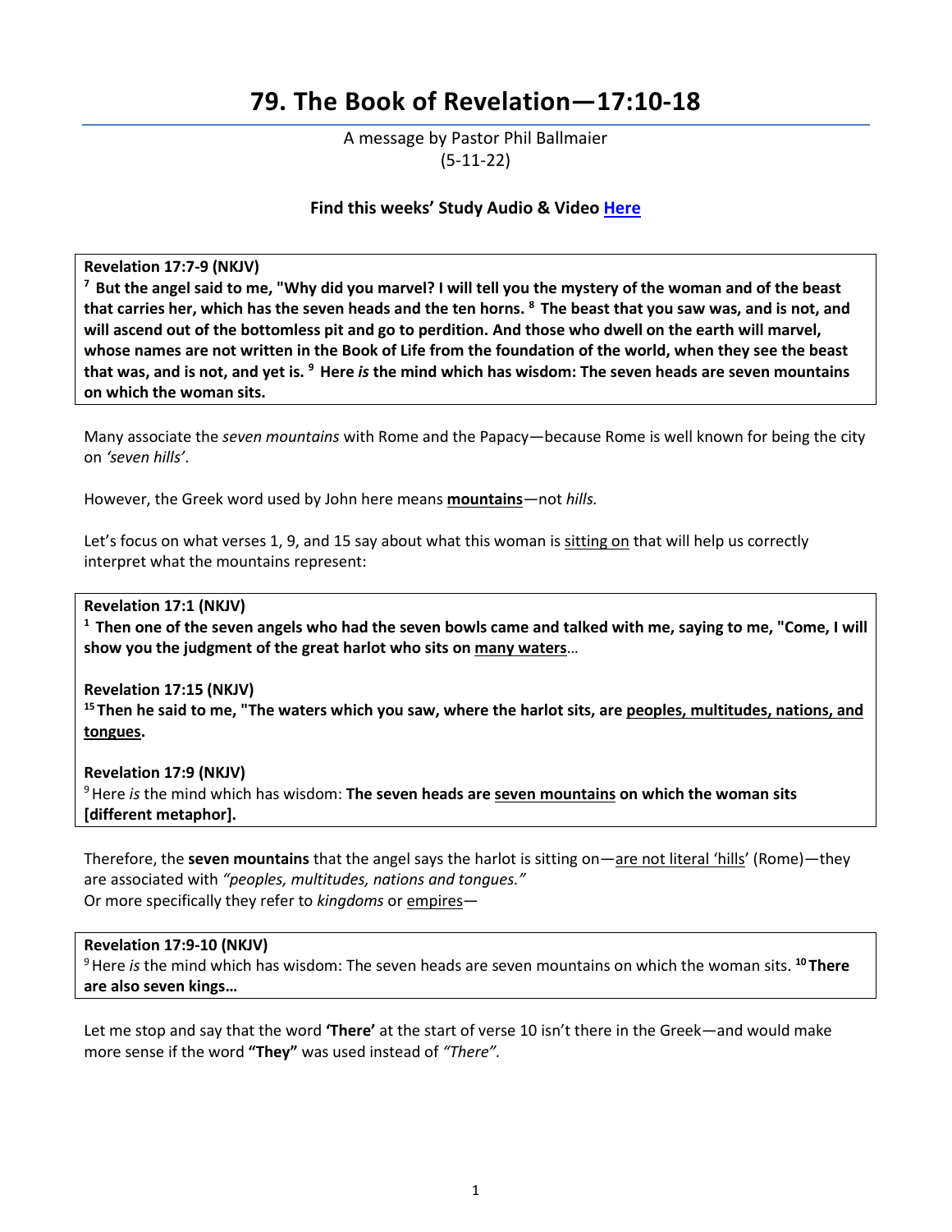# 79. The Book of Revelation—17:10-18

A message by Pastor Phil Ballmaier
(5-11-22)

**Find this weeks' Study Audio & Video Here**

> **Revelation 17:7-9 (NKJV)**
> **[7] But the angel said to me, "Why did you marvel? I will tell you the mystery of the woman and of the beast that carries her, which has the seven heads and the ten horns. [8] The beast that you saw was, and is not, and will ascend out of the bottomless pit and go to perdition. And those who dwell on the earth will marvel, whose names are not written in the Book of Life from the foundation of the world, when they see the beast that was, and is not, and yet is. [9] Here *is* the mind which has wisdom: The seven heads are seven mountains on which the woman sits.**

Many associate the *seven mountains* with Rome and the Papacy—because Rome is well known for being the city on *'seven hills'*.

However, the Greek word used by John here means **mountains**—not *hills.*

Let's focus on what verses 1, 9, and 15 say about what this woman is sitting on that will help us correctly interpret what the mountains represent:

> **Revelation 17:1 (NKJV)**
> **[1] Then one of the seven angels who had the seven bowls came and talked with me, saying to me, "Come, I will show you the judgment of the great harlot who sits on many waters…**
>
> **Revelation 17:15 (NKJV)**
> **[15] Then he said to me, "The waters which you saw, where the harlot sits, are peoples, multitudes, nations, and tongues.**
>
> **Revelation 17:9 (NKJV)**
> [9] Here *is* the mind which has wisdom: **The seven heads are seven mountains on which the woman sits [different metaphor].**

Therefore, the **seven mountains** that the angel says the harlot is sitting on—are not literal 'hills' (Rome)—they are associated with *"peoples, multitudes, nations and tongues."*
Or more specifically they refer to *kingdoms* or empires—

> **Revelation 17:9-10 (NKJV)**
> [9] Here *is* the mind which has wisdom: The seven heads are seven mountains on which the woman sits. **[10] There are also seven kings…**

Let me stop and say that the word **'There'** at the start of verse 10 isn't there in the Greek—and would make more sense if the word **"They"** was used instead of *"There".*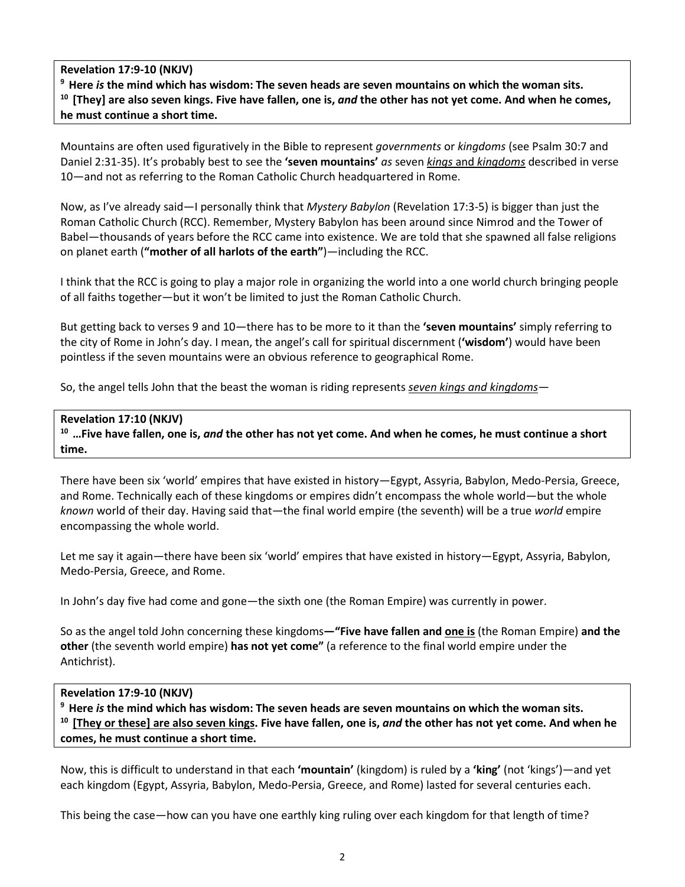**Revelation 17:9-10 (NKJV)**
**9 Here *is* the mind which has wisdom: The seven heads are seven mountains on which the woman sits.**
**10 [They] are also seven kings. Five have fallen, one is, *and* the other has not yet come. And when he comes, he must continue a short time.**

Mountains are often used figuratively in the Bible to represent *governments* or *kingdoms* (see Psalm 30:7 and Daniel 2:31-35). It's probably best to see the **'seven mountains'** *as* seven *kings* and *kingdoms* described in verse 10—and not as referring to the Roman Catholic Church headquartered in Rome.

Now, as I've already said—I personally think that *Mystery Babylon* (Revelation 17:3-5) is bigger than just the Roman Catholic Church (RCC). Remember, Mystery Babylon has been around since Nimrod and the Tower of Babel—thousands of years before the RCC came into existence. We are told that she spawned all false religions on planet earth (**"mother of all harlots of the earth"**)—including the RCC.

I think that the RCC is going to play a major role in organizing the world into a one world church bringing people of all faiths together—but it won't be limited to just the Roman Catholic Church.

But getting back to verses 9 and 10—there has to be more to it than the **'seven mountains'** simply referring to the city of Rome in John's day. I mean, the angel's call for spiritual discernment (**'wisdom'**) would have been pointless if the seven mountains were an obvious reference to geographical Rome.

So, the angel tells John that the beast the woman is riding represents *seven kings and kingdoms*—

**Revelation 17:10 (NKJV)**
**10 …Five have fallen, one is, *and* the other has not yet come. And when he comes, he must continue a short time.**

There have been six 'world' empires that have existed in history—Egypt, Assyria, Babylon, Medo-Persia, Greece, and Rome. Technically each of these kingdoms or empires didn't encompass the whole world—but the whole *known* world of their day. Having said that—the final world empire (the seventh) will be a true *world* empire encompassing the whole world.

Let me say it again—there have been six 'world' empires that have existed in history—Egypt, Assyria, Babylon, Medo-Persia, Greece, and Rome.

In John's day five had come and gone—the sixth one (the Roman Empire) was currently in power.

So as the angel told John concerning these kingdoms**—"Five have fallen and one is** (the Roman Empire) **and the other** (the seventh world empire) **has not yet come"** (a reference to the final world empire under the Antichrist).

**Revelation 17:9-10 (NKJV)**
**9 Here *is* the mind which has wisdom: The seven heads are seven mountains on which the woman sits.**
**10 [They or these] are also seven kings. Five have fallen, one is, *and* the other has not yet come. And when he comes, he must continue a short time.**

Now, this is difficult to understand in that each **'mountain'** (kingdom) is ruled by a **'king'** (not 'kings')—and yet each kingdom (Egypt, Assyria, Babylon, Medo-Persia, Greece, and Rome) lasted for several centuries each.

This being the case—how can you have one earthly king ruling over each kingdom for that length of time?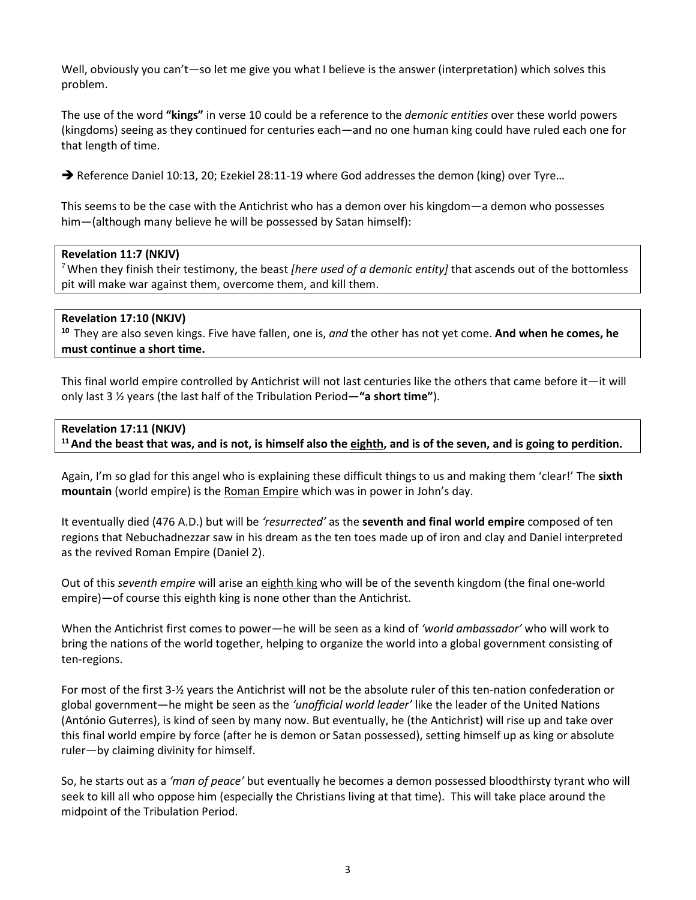Well, obviously you can't—so let me give you what I believe is the answer (interpretation) which solves this problem.

The use of the word **"kings"** in verse 10 could be a reference to the *demonic entities* over these world powers (kingdoms) seeing as they continued for centuries each—and no one human king could have ruled each one for that length of time.

➔ Reference Daniel 10:13, 20; Ezekiel 28:11-19 where God addresses the demon (king) over Tyre…

This seems to be the case with the Antichrist who has a demon over his kingdom—a demon who possesses him—(although many believe he will be possessed by Satan himself):

> **Revelation 11:7 (NKJV)**
> [7] When they finish their testimony, the beast *[here used of a demonic entity]* that ascends out of the bottomless pit will make war against them, overcome them, and kill them.

> **Revelation 17:10 (NKJV)**
> **[10]** They are also seven kings. Five have fallen, one is, *and* the other has not yet come. **And when he comes, he must continue a short time.**

This final world empire controlled by Antichrist will not last centuries like the others that came before it—it will only last 3 ½ years (the last half of the Tribulation Period**—"a short time"**).

> **Revelation 17:11 (NKJV)**
> **[11] And the beast that was, and is not, is himself also the <u>eighth</u>, and is of the seven, and is going to perdition.**

Again, I'm so glad for this angel who is explaining these difficult things to us and making them 'clear!' The **sixth mountain** (world empire) is the <u>Roman Empire</u> which was in power in John's day.

It eventually died (476 A.D.) but will be *'resurrected'* as the **seventh and final world empire** composed of ten regions that Nebuchadnezzar saw in his dream as the ten toes made up of iron and clay and Daniel interpreted as the revived Roman Empire (Daniel 2).

Out of this *seventh empire* will arise an <u>eighth king</u> who will be of the seventh kingdom (the final one-world empire)—of course this eighth king is none other than the Antichrist.

When the Antichrist first comes to power—he will be seen as a kind of *'world ambassador'* who will work to bring the nations of the world together, helping to organize the world into a global government consisting of ten-regions.

For most of the first 3-½ years the Antichrist will not be the absolute ruler of this ten-nation confederation or global government—he might be seen as the *'unofficial world leader'* like the leader of the United Nations (António Guterres), is kind of seen by many now. But eventually, he (the Antichrist) will rise up and take over this final world empire by force (after he is demon or Satan possessed), setting himself up as king or absolute ruler—by claiming divinity for himself.

So, he starts out as a *'man of peace'* but eventually he becomes a demon possessed bloodthirsty tyrant who will seek to kill all who oppose him (especially the Christians living at that time). This will take place around the midpoint of the Tribulation Period.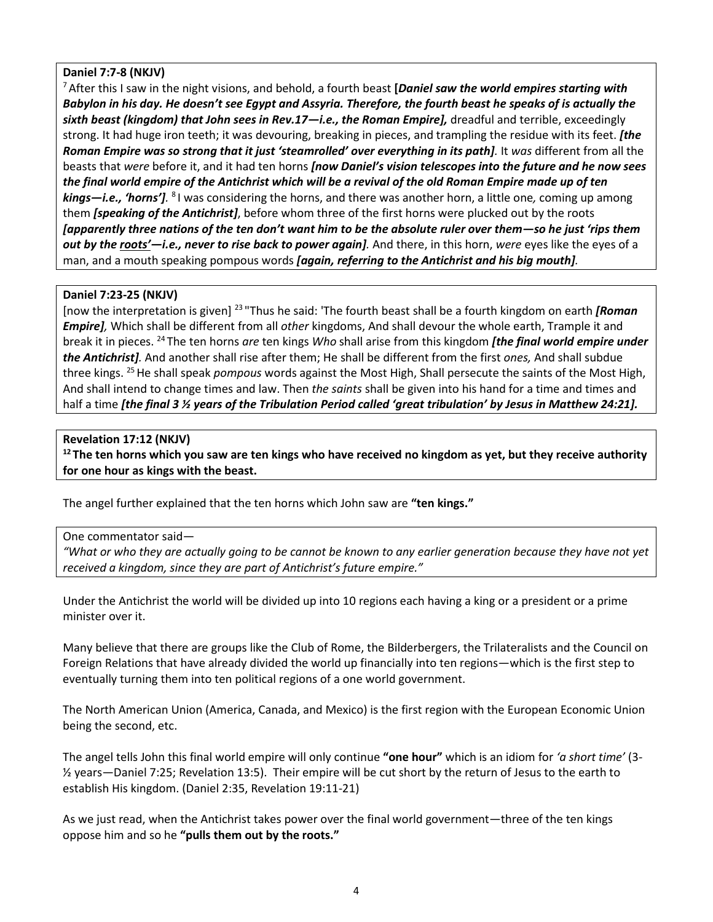**Daniel 7:7-8 (NKJV)**

[7] After this I saw in the night visions, and behold, a fourth beast **[*Daniel saw the world empires starting with Babylon in his day. He doesn't see Egypt and Assyria. Therefore, the fourth beast he speaks of is actually the sixth beast (kingdom) that John sees in Rev.17—i.e., the Roman Empire],*** dreadful and terrible, exceedingly strong. It had huge iron teeth; it was devouring, breaking in pieces, and trampling the residue with its feet. ***[the Roman Empire was so strong that it just 'steamrolled' over everything in its path].*** It *was* different from all the beasts that *were* before it, and it had ten horns ***[now Daniel's vision telescopes into the future and he now sees the final world empire of the Antichrist which will be a revival of the old Roman Empire made up of ten kings—i.e., 'horns'].*** [8] I was considering the horns, and there was another horn, a little one*,* coming up among them ***[speaking of the Antichrist]***, before whom three of the first horns were plucked out by the roots ***[apparently three nations of the ten don't want him to be the absolute ruler over them—so he just 'rips them out by the <u>roots</u>'—i.e., never to rise back to power again].*** And there, in this horn, *were* eyes like the eyes of a man, and a mouth speaking pompous words ***[again, referring to the Antichrist and his big mouth].***

**Daniel 7:23-25 (NKJV)**

[now the interpretation is given] [23] "Thus he said: 'The fourth beast shall be a fourth kingdom on earth ***[Roman Empire],*** Which shall be different from all *other* kingdoms, And shall devour the whole earth, Trample it and break it in pieces. [24] The ten horns *are* ten kings *Who* shall arise from this kingdom ***[the final world empire under the Antichrist].*** And another shall rise after them; He shall be different from the first *ones,* And shall subdue three kings. [25] He shall speak *pompous* words against the Most High, Shall persecute the saints of the Most High, And shall intend to change times and law. Then *the saints* shall be given into his hand for a time and times and half a time ***[the final 3 ½ years of the Tribulation Period called 'great tribulation' by Jesus in Matthew 24:21].***

**Revelation 17:12 (NKJV)**

**[12] The ten horns which you saw are ten kings who have received no kingdom as yet, but they receive authority for one hour as kings with the beast.**

The angel further explained that the ten horns which John saw are **"ten kings."**

One commentator said—

*"What or who they are actually going to be cannot be known to any earlier generation because they have not yet received a kingdom, since they are part of Antichrist's future empire."*

Under the Antichrist the world will be divided up into 10 regions each having a king or a president or a prime minister over it.

Many believe that there are groups like the Club of Rome, the Bilderbergers, the Trilateralists and the Council on Foreign Relations that have already divided the world up financially into ten regions—which is the first step to eventually turning them into ten political regions of a one world government.

The North American Union (America, Canada, and Mexico) is the first region with the European Economic Union being the second, etc.

The angel tells John this final world empire will only continue **"one hour"** which is an idiom for *'a short time'* (3-½ years—Daniel 7:25; Revelation 13:5). Their empire will be cut short by the return of Jesus to the earth to establish His kingdom. (Daniel 2:35, Revelation 19:11-21)

As we just read, when the Antichrist takes power over the final world government—three of the ten kings oppose him and so he **"pulls them out by the roots."**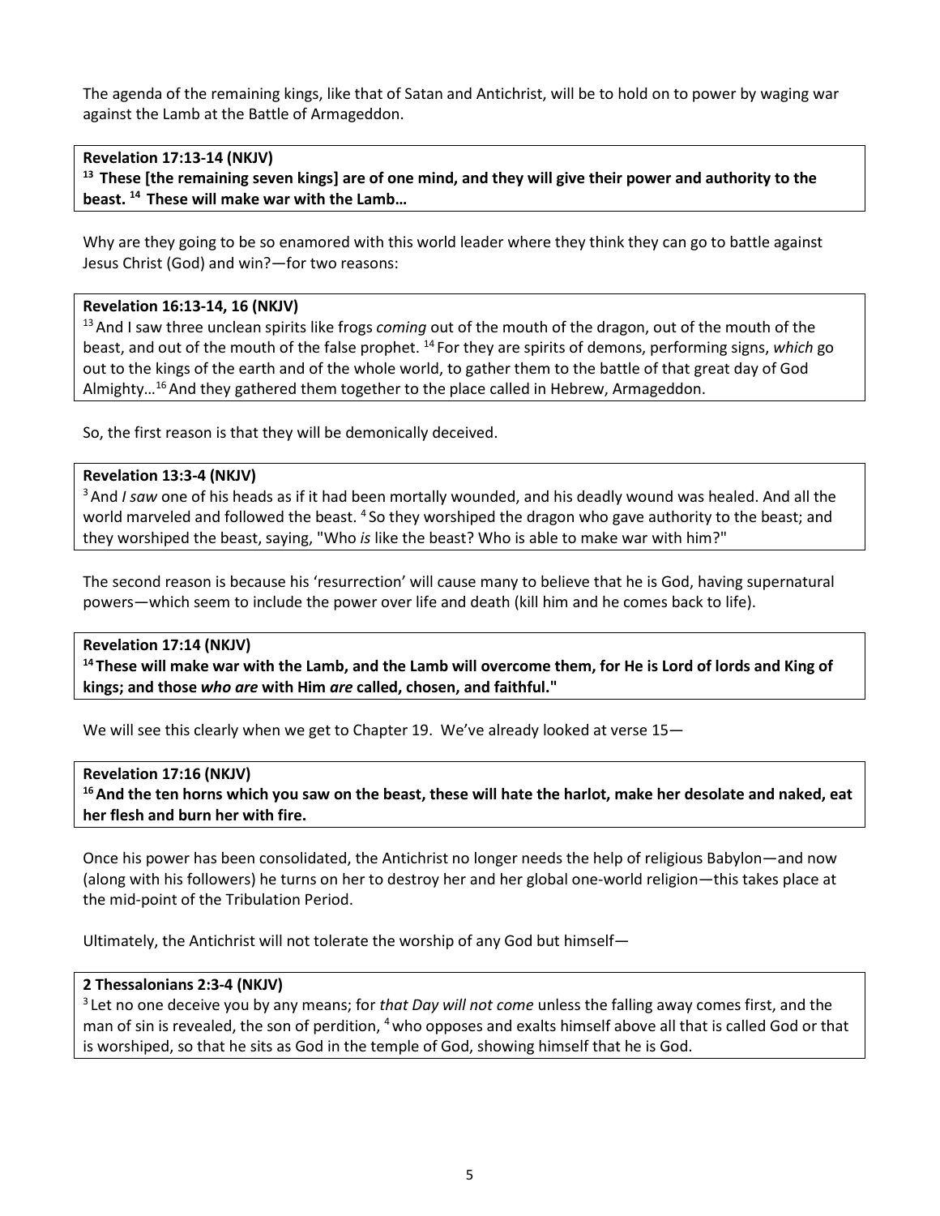The agenda of the remaining kings, like that of Satan and Antichrist, will be to hold on to power by waging war against the Lamb at the Battle of Armageddon.

**Revelation 17:13-14 (NKJV)**
**[13] These [the remaining seven kings] are of one mind, and they will give their power and authority to the beast. [14] These will make war with the Lamb…**

Why are they going to be so enamored with this world leader where they think they can go to battle against Jesus Christ (God) and win?—for two reasons:

**Revelation 16:13-14, 16 (NKJV)**
[13] And I saw three unclean spirits like frogs *coming* out of the mouth of the dragon, out of the mouth of the beast, and out of the mouth of the false prophet. [14] For they are spirits of demons, performing signs, *which* go out to the kings of the earth and of the whole world, to gather them to the battle of that great day of God Almighty…[16] And they gathered them together to the place called in Hebrew, Armageddon.

So, the first reason is that they will be demonically deceived.

**Revelation 13:3-4 (NKJV)**
[3] And *I saw* one of his heads as if it had been mortally wounded, and his deadly wound was healed. And all the world marveled and followed the beast. [4] So they worshiped the dragon who gave authority to the beast; and they worshiped the beast, saying, "Who *is* like the beast? Who is able to make war with him?"

The second reason is because his 'resurrection' will cause many to believe that he is God, having supernatural powers—which seem to include the power over life and death (kill him and he comes back to life).

**Revelation 17:14 (NKJV)**
**[14] These will make war with the Lamb, and the Lamb will overcome them, for He is Lord of lords and King of kings; and those *who are* with Him *are* called, chosen, and faithful."**

We will see this clearly when we get to Chapter 19. We've already looked at verse 15—

**Revelation 17:16 (NKJV)**
**[16] And the ten horns which you saw on the beast, these will hate the harlot, make her desolate and naked, eat her flesh and burn her with fire.**

Once his power has been consolidated, the Antichrist no longer needs the help of religious Babylon—and now (along with his followers) he turns on her to destroy her and her global one-world religion—this takes place at the mid-point of the Tribulation Period.

Ultimately, the Antichrist will not tolerate the worship of any God but himself—

**2 Thessalonians 2:3-4 (NKJV)**
[3] Let no one deceive you by any means; for *that Day will not come* unless the falling away comes first, and the man of sin is revealed, the son of perdition, [4] who opposes and exalts himself above all that is called God or that is worshiped, so that he sits as God in the temple of God, showing himself that he is God.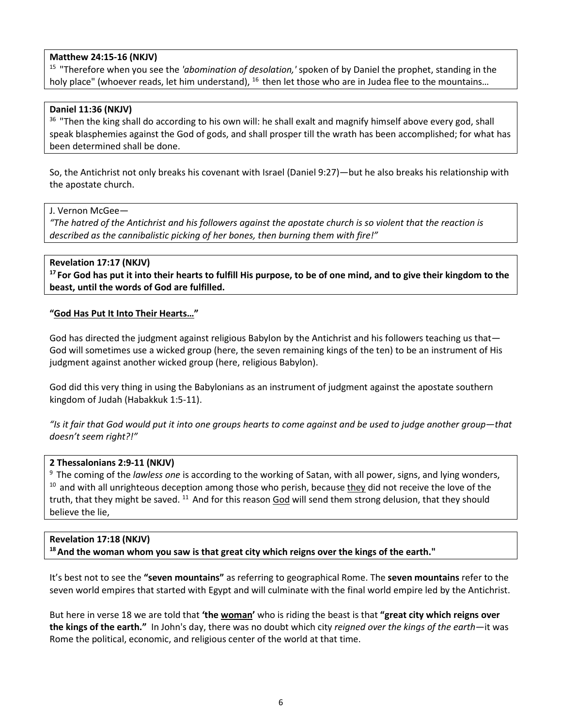**Matthew 24:15-16 (NKJV)**

15 "Therefore when you see the *'abomination of desolation,'* spoken of by Daniel the prophet, standing in the holy place" (whoever reads, let him understand), 16 then let those who are in Judea flee to the mountains…

**Daniel 11:36 (NKJV)**

36 "Then the king shall do according to his own will: he shall exalt and magnify himself above every god, shall speak blasphemies against the God of gods, and shall prosper till the wrath has been accomplished; for what has been determined shall be done.

So, the Antichrist not only breaks his covenant with Israel (Daniel 9:27)—but he also breaks his relationship with the apostate church.

J. Vernon McGee—

*"The hatred of the Antichrist and his followers against the apostate church is so violent that the reaction is described as the cannibalistic picking of her bones, then burning them with fire!"*

**Revelation 17:17 (NKJV)**

**17 For God has put it into their hearts to fulfill His purpose, to be of one mind, and to give their kingdom to the beast, until the words of God are fulfilled.**

**"<u>God Has Put It Into Their Hearts…</u>"**

God has directed the judgment against religious Babylon by the Antichrist and his followers teaching us that—God will sometimes use a wicked group (here, the seven remaining kings of the ten) to be an instrument of His judgment against another wicked group (here, religious Babylon).

God did this very thing in using the Babylonians as an instrument of judgment against the apostate southern kingdom of Judah (Habakkuk 1:5-11).

*"Is it fair that God would put it into one groups hearts to come against and be used to judge another group—that doesn't seem right?!"*

**2 Thessalonians 2:9-11 (NKJV)**

9 The coming of the *lawless one* is according to the working of Satan, with all power, signs, and lying wonders, 10 and with all unrighteous deception among those who perish, because <u>they</u> did not receive the love of the truth, that they might be saved. 11 And for this reason <u>God</u> will send them strong delusion, that they should believe the lie,

**Revelation 17:18 (NKJV)**

**18 And the woman whom you saw is that great city which reigns over the kings of the earth."**

It's best not to see the **"seven mountains"** as referring to geographical Rome. The **seven mountains** refer to the seven world empires that started with Egypt and will culminate with the final world empire led by the Antichrist.

But here in verse 18 we are told that **'the <u>woman</u>'** who is riding the beast is that **"great city which reigns over the kings of the earth."** In John's day, there was no doubt which city *reigned over the kings of the earth*—it was Rome the political, economic, and religious center of the world at that time.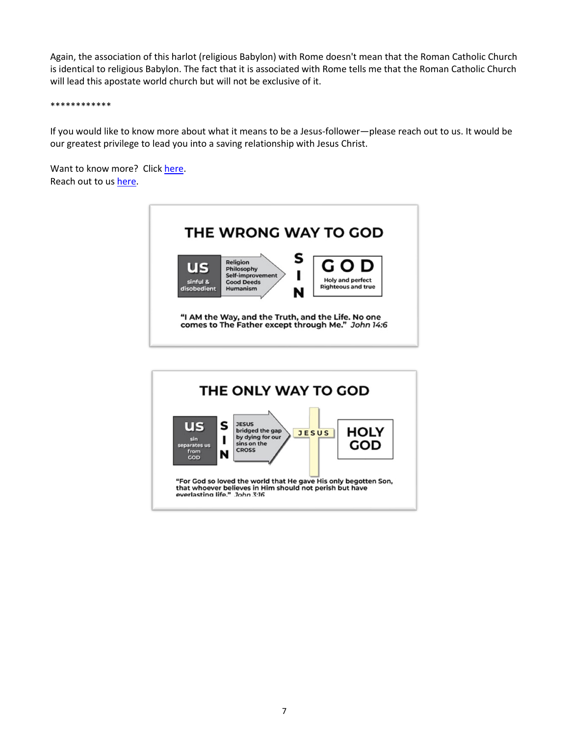Again, the association of this harlot (religious Babylon) with Rome doesn't mean that the Roman Catholic Church is identical to religious Babylon. The fact that it is associated with Rome tells me that the Roman Catholic Church will lead this apostate world church but will not be exclusive of it.

************

If you would like to know more about what it means to be a Jesus-follower—please reach out to us. It would be our greatest privilege to lead you into a saving relationship with Jesus Christ.

Want to know more? Click here.
Reach out to us here.

THE WRONG WAY TO GOD

US
sinful & disobedient

Religion
Philosophy
Self-improvement
Good Deeds
Humanism

S I N

GOD
Holy and perfect
Righteous and true

"I AM the Way, and the Truth, and the Life. No one comes to The Father except through Me." *John 14:6*

THE ONLY WAY TO GOD

US
sin separates us from GOD

S I N

JESUS bridged the gap by dying for our sins on the CROSS

JESUS

HOLY GOD

"For God so loved the world that He gave His only begotten Son, that whoever believes in Him should not perish but have everlasting life." *John 3:16*